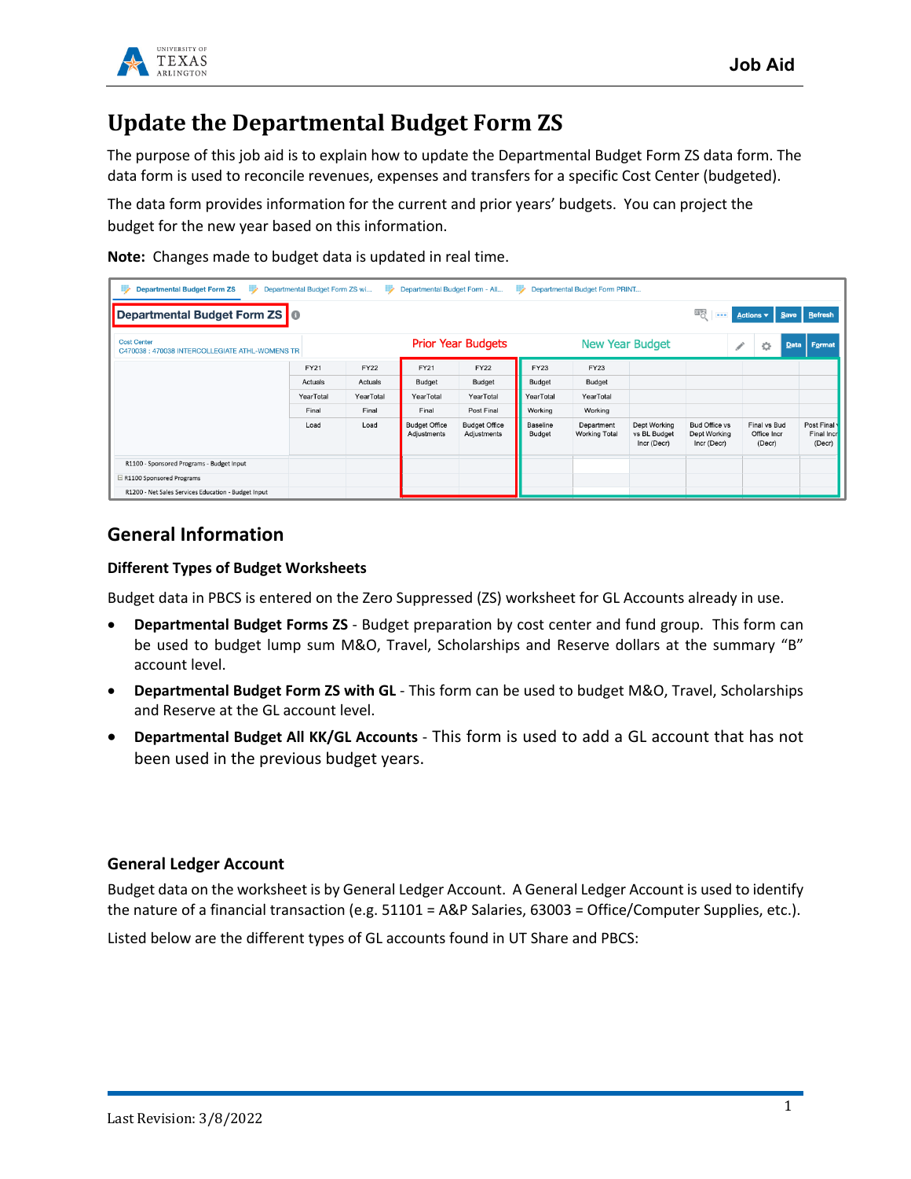# Update the Departmental Budget Form ZS

The purpose of this job aid is to explain how to update the Departmental Budget Form ZS data form. The data form is used to reconcile revenues, expenses and transfers for a specific Cost Center (budgeted).

The data form provides information for the current and prior years' budgets. You can project the budget for the new year based on this information.

**Note:** Changes made to budget data is updated in real time.

## General Information

### Different Types of Budget Worksheets

Budget data in PBCS is entered on the Zero Suppressed (ZS) worksheet for GL Accounts already in use.

- **Departmental Budget Forms ZS** - Budget preparation by cost center and fund group. This form can be used to budget lump sum M&O, Travel, Scholarships and Reserve dollars at the summary "B" account level.
- **Departmental Budget Form ZS with GL** - This form can be used to budget M&O, Travel, Scholarships and Reserve at the GL account level.
- **Departmental Budget All KK/GL Accounts** - This form is used to add a GL account that has not been used in the previous budget years.

### General Ledger Account

Budget data on the worksheet is by General Ledger Account. A General Ledger Account is used to identify the nature of a financial transaction (e.g. 51101 = A&P Salaries, 63003 = Office/Computer Supplies, etc.).

Listed below are the different types of GL accounts found in UT Share and PBCS: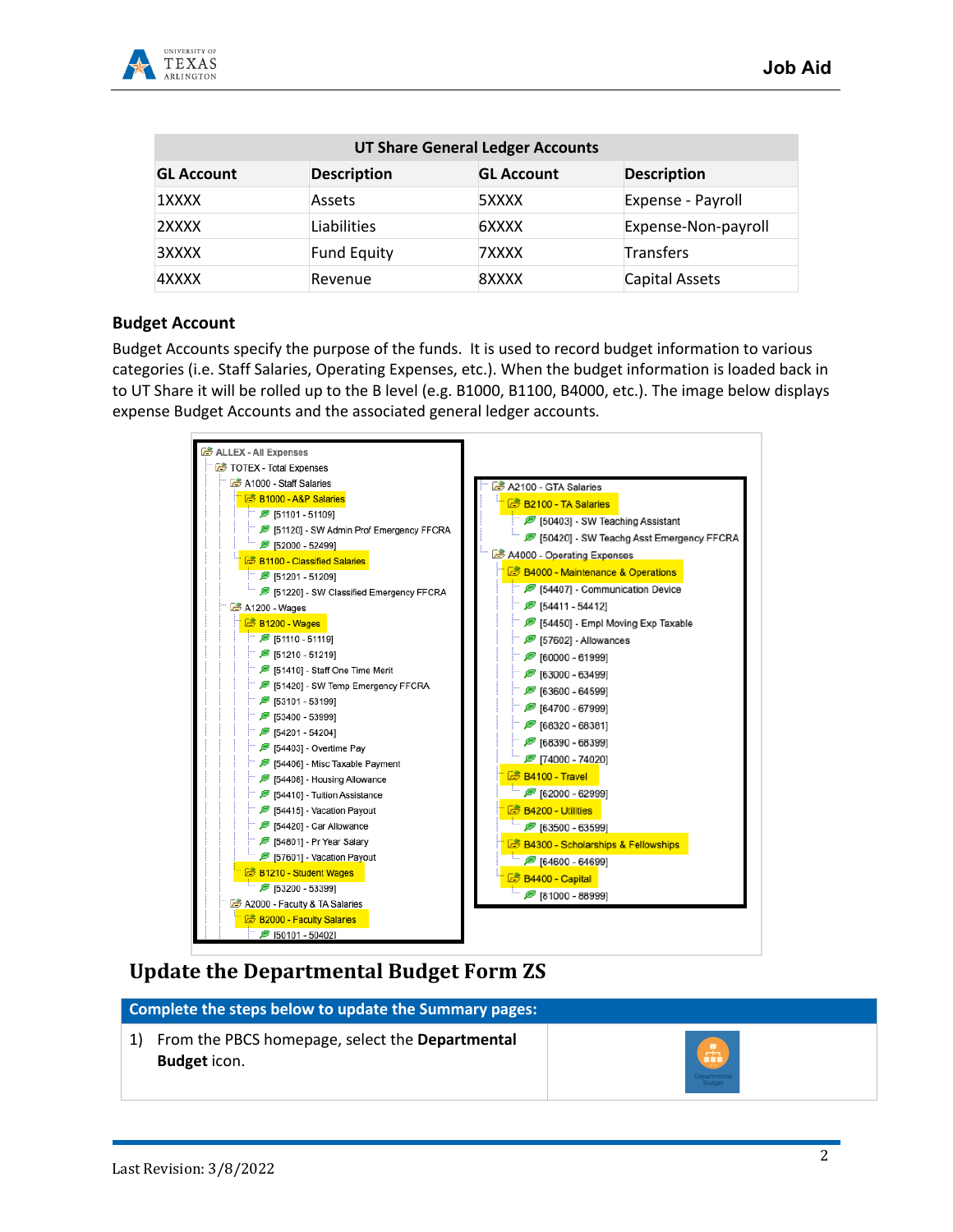| UT Share General Ledger Accounts | | | |
|---|---|---|---|
| **GL Account** | **Description** | **GL Account** | **Description** |
| 1XXXX | Assets | 5XXXX | Expense - Payroll |
| 2XXXX | Liabilities | 6XXXX | Expense-Non-payroll |
| 3XXXX | Fund Equity | 7XXXX | Transfers |
| 4XXXX | Revenue | 8XXXX | Capital Assets |

### Budget Account

Budget Accounts specify the purpose of the funds. It is used to record budget information to various categories (i.e. Staff Salaries, Operating Expenses, etc.). When the budget information is loaded back in to UT Share it will be rolled up to the B level (e.g. B1000, B1100, B4000, etc.). The image below displays expense Budget Accounts and the associated general ledger accounts.

- ALLEX - All Expenses
  - TOTEX - Total Expenses
    - A1000 - Staff Salaries
      - B1000 - A&P Salaries
        - [51101 - 51109]
        - [51120] - SW Admin Prof Emergency FFCRA
        - [52000 - 52499]
      - B1100 - Classified Salaries
        - [51201 - 51209]
        - [51220] - SW Classified Emergency FFCRA
    - A1200 - Wages
      - B1200 - Wages
        - [51110 - 51119]
        - [51210 - 51219]
        - [51410] - Staff One Time Merit
        - [51420] - SW Temp Emergency FFCRA
        - [53101 - 53199]
        - [53400 - 53999]
        - [54201 - 54204]
        - [54403] - Overtime Pay
        - [54406] - Misc Taxable Payment
        - [54408] - Housing Allowance
        - [54410] - Tuition Assistance
        - [54415] - Vacation Payout
        - [54420] - Car Allowance
        - [54801] - Pr Year Salary
        - [57601] - Vacation Payout
      - B1210 - Student Wages
        - [53200 - 53399]
    - A2000 - Faculty & TA Salaries
      - B2000 - Faculty Salaries
        - [50101 - 50402]
    - A2100 - GTA Salaries
      - B2100 - TA Salaries
        - [50403] - SW Teaching Assistant
        - [50420] - SW Teachg Asst Emergency FFCRA
    - A4000 - Operating Expenses
      - B4000 - Maintenance & Operations
        - [54407] - Communication Device
        - [54411 - 54412]
        - [54450] - Empl Moving Exp Taxable
        - [57602] - Allowances
        - [60000 - 61999]
        - [63000 - 63499]
        - [63600 - 64599]
        - [64700 - 67999]
        - [68320 - 68381]
        - [68390 - 68399]
        - [74000 - 74020]
      - B4100 - Travel
        - [62000 - 62999]
      - B4200 - Utilities
        - [63500 - 63599]
      - B4300 - Scholarships & Fellowships
        - [64600 - 64699]
      - B4400 - Capital
        - [81000 - 88999]

## Update the Departmental Budget Form ZS

| Complete the steps below to update the Summary pages: | |
|---|---|
| 1) From the PBCS homepage, select the **Departmental Budget** icon. | Departmental Budget |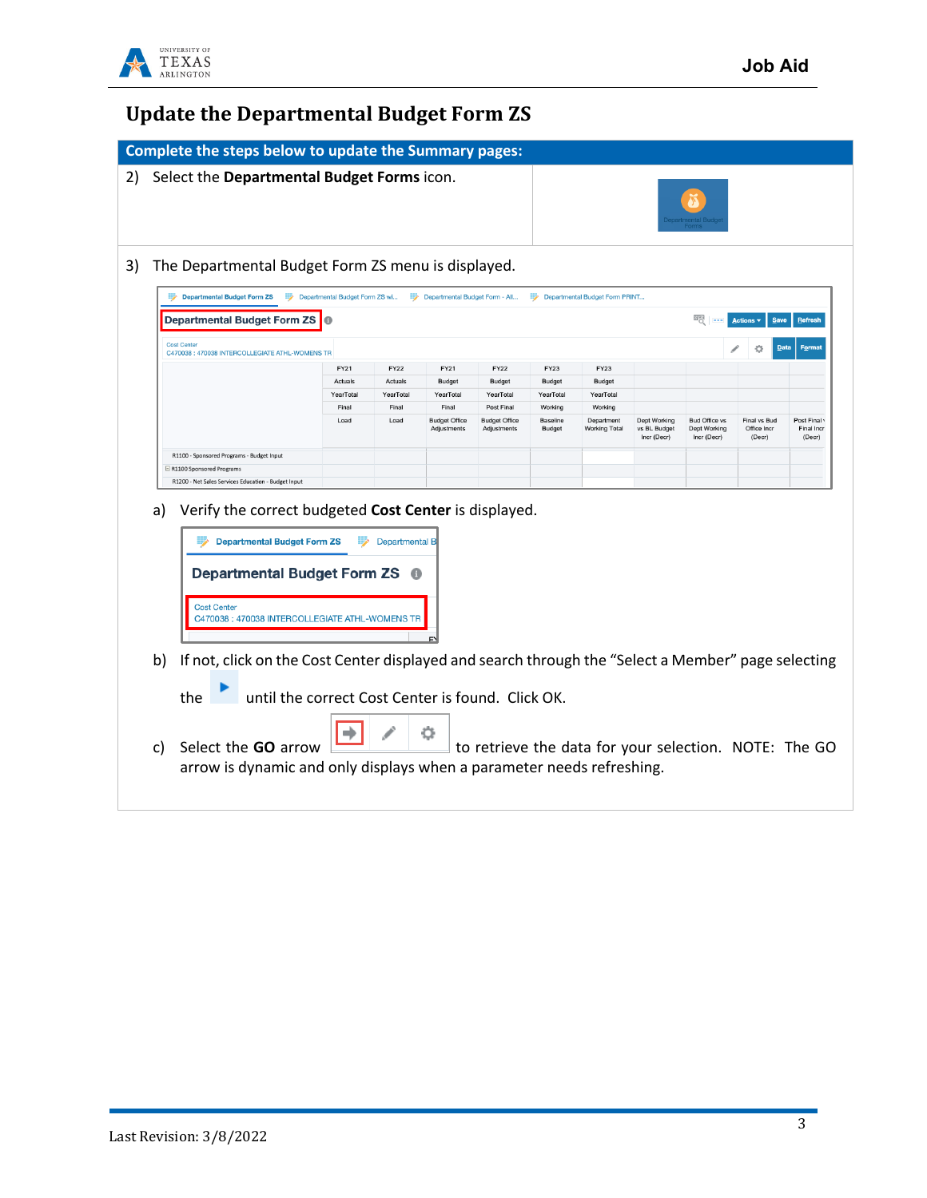# Update the Departmental Budget Form ZS

**Complete the steps below to update the Summary pages:**

2) Select the **Departmental Budget Forms** icon.

3) The Departmental Budget Form ZS menu is displayed.

   a) Verify the correct budgeted **Cost Center** is displayed.

   b) If not, click on the Cost Center displayed and search through the "Select a Member" page selecting the until the correct Cost Center is found. Click OK.

   c) Select the **GO** arrow to retrieve the data for your selection. NOTE: The GO arrow is dynamic and only displays when a parameter needs refreshing.

Last Revision: 3/8/2022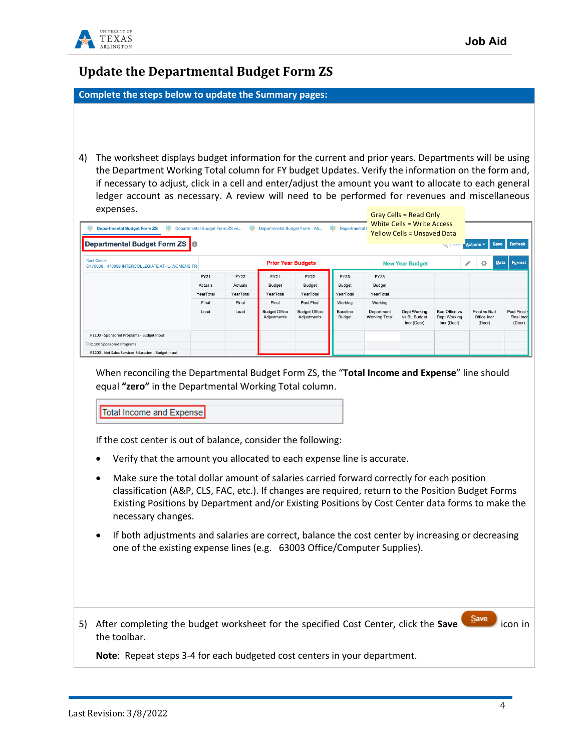Job Aid

# Update the Departmental Budget Form ZS

## Complete the steps below to update the Summary pages:

4) The worksheet displays budget information for the current and prior years. Departments will be using the Department Working Total column for FY budget Updates. Verify the information on the form and, if necessary to adjust, click in a cell and enter/adjust the amount you want to allocate to each general ledger account as necessary. A review will need to be performed for revenues and miscellaneous expenses.

Gray Cells = Read Only
White Cells = Write Access
Yellow Cells = Unsaved Data

When reconciling the Departmental Budget Form ZS, the "**Total Income and Expense**" line should equal **"zero"** in the Departmental Working Total column.

If the cost center is out of balance, consider the following:

- Verify that the amount you allocated to each expense line is accurate.
- Make sure the total dollar amount of salaries carried forward correctly for each position classification (A&P, CLS, FAC, etc.). If changes are required, return to the Position Budget Forms Existing Positions by Department and/or Existing Positions by Cost Center data forms to make the necessary changes.
- If both adjustments and salaries are correct, balance the cost center by increasing or decreasing one of the existing expense lines (e.g. 63003 Office/Computer Supplies).

5) After completing the budget worksheet for the specified Cost Center, click the **Save** icon in the toolbar.

**Note**: Repeat steps 3-4 for each budgeted cost centers in your department.

Last Revision: 3/8/2022